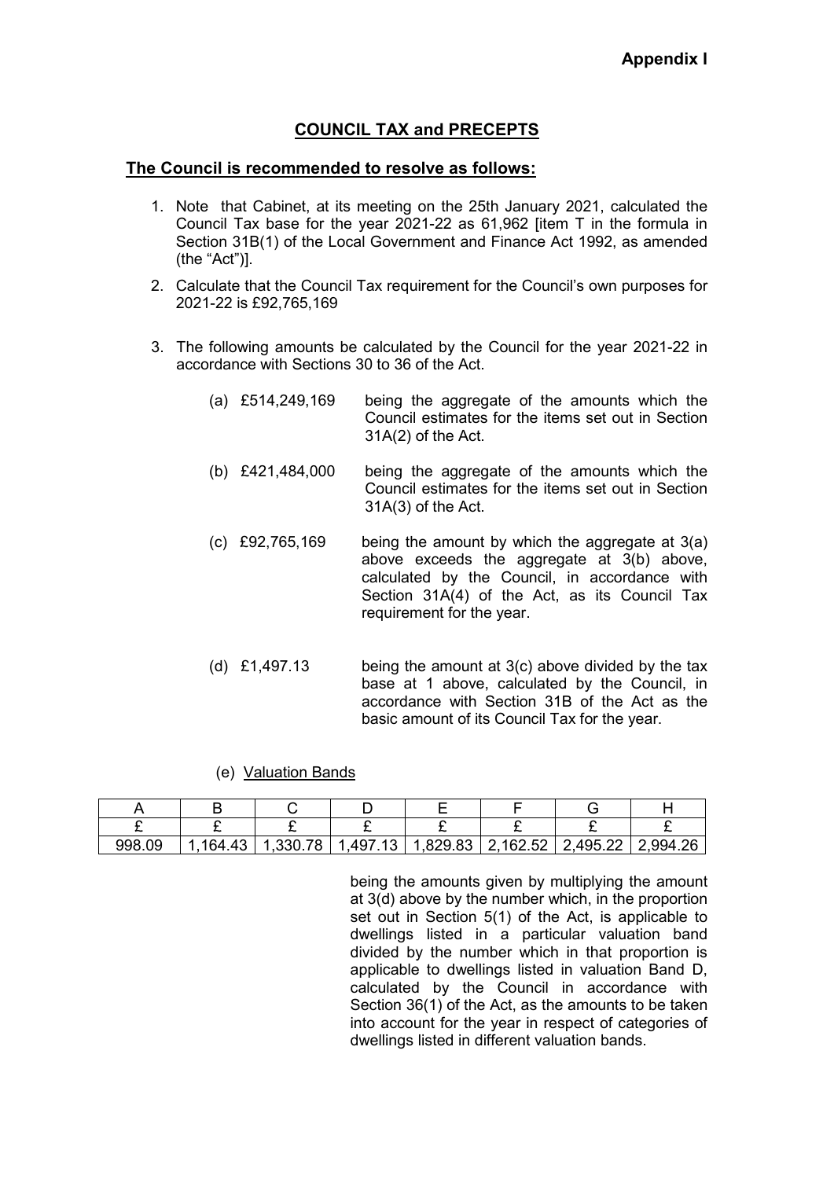**Appendix I**

## COUNCIL TAX and PRECEPTS

### The Council is recommended to resolve as follows:

1. Note that Cabinet, at its meeting on the 25th January 2021, calculated the Council Tax base for the year 2021-22 as 61,962 [item T in the formula in Section 31B(1) of the Local Government and Finance Act 1992, as amended (the "Act")].

2. Calculate that the Council Tax requirement for the Council's own purposes for 2021-22 is £92,765,169

3. The following amounts be calculated by the Council for the year 2021-22 in accordance with Sections 30 to 36 of the Act.

   (a) £514,249,169 being the aggregate of the amounts which the Council estimates for the items set out in Section 31A(2) of the Act.

   (b) £421,484,000 being the aggregate of the amounts which the Council estimates for the items set out in Section 31A(3) of the Act.

   (c) £92,765,169 being the amount by which the aggregate at 3(a) above exceeds the aggregate at 3(b) above, calculated by the Council, in accordance with Section 31A(4) of the Act, as its Council Tax requirement for the year.

   (d) £1,497.13 being the amount at 3(c) above divided by the tax base at 1 above, calculated by the Council, in accordance with Section 31B of the Act as the basic amount of its Council Tax for the year.

   (e) Valuation Bands

| A | B | C | D | E | F | G | H |
|---|---|---|---|---|---|---|---|
| £ | £ | £ | £ | £ | £ | £ | £ |
| 998.09 | 1,164.43 | 1,330.78 | 1,497.13 | 1,829.83 | 2,162.52 | 2,495.22 | 2,994.26 |

being the amounts given by multiplying the amount at 3(d) above by the number which, in the proportion set out in Section 5(1) of the Act, is applicable to dwellings listed in a particular valuation band divided by the number which in that proportion is applicable to dwellings listed in valuation Band D, calculated by the Council in accordance with Section 36(1) of the Act, as the amounts to be taken into account for the year in respect of categories of dwellings listed in different valuation bands.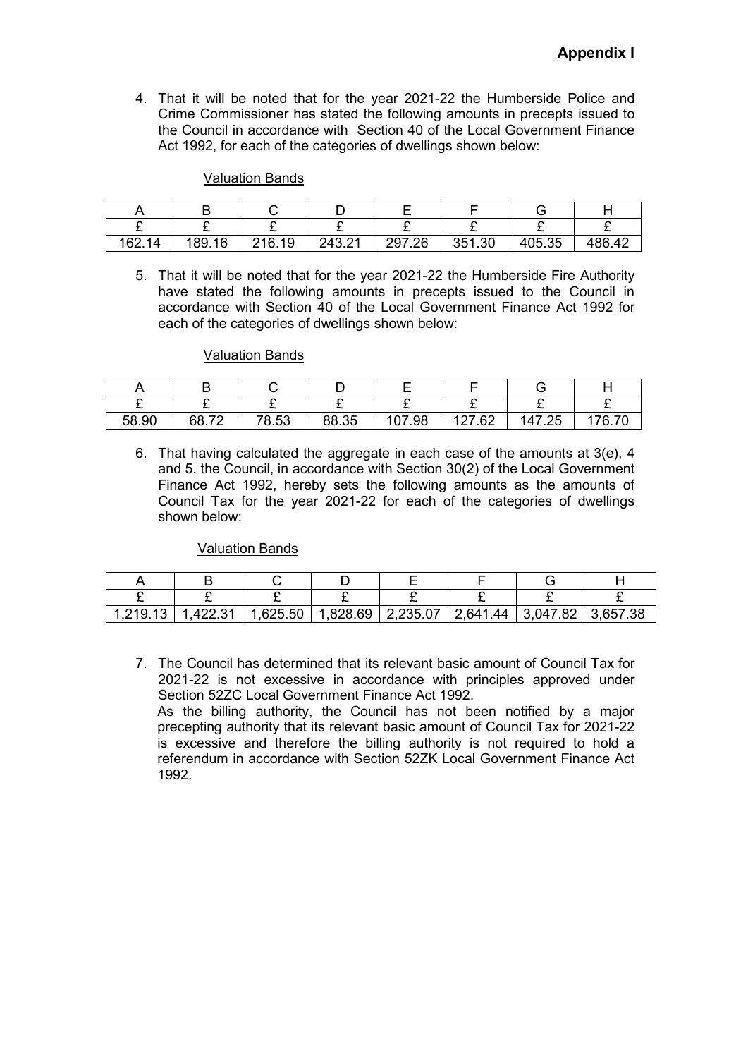**Appendix I**

4. That it will be noted that for the year 2021-22 the Humberside Police and Crime Commissioner has stated the following amounts in precepts issued to the Council in accordance with Section 40 of the Local Government Finance Act 1992, for each of the categories of dwellings shown below:

Valuation Bands

| A | B | C | D | E | F | G | H |
|---|---|---|---|---|---|---|---|
| £ | £ | £ | £ | £ | £ | £ | £ |
| 162.14 | 189.16 | 216.19 | 243.21 | 297.26 | 351.30 | 405.35 | 486.42 |

5. That it will be noted that for the year 2021-22 the Humberside Fire Authority have stated the following amounts in precepts issued to the Council in accordance with Section 40 of the Local Government Finance Act 1992 for each of the categories of dwellings shown below:

Valuation Bands

| A | B | C | D | E | F | G | H |
|---|---|---|---|---|---|---|---|
| £ | £ | £ | £ | £ | £ | £ | £ |
| 58.90 | 68.72 | 78.53 | 88.35 | 107.98 | 127.62 | 147.25 | 176.70 |

6. That having calculated the aggregate in each case of the amounts at 3(e), 4 and 5, the Council, in accordance with Section 30(2) of the Local Government Finance Act 1992, hereby sets the following amounts as the amounts of Council Tax for the year 2021-22 for each of the categories of dwellings shown below:

Valuation Bands

| A | B | C | D | E | F | G | H |
|---|---|---|---|---|---|---|---|
| £ | £ | £ | £ | £ | £ | £ | £ |
| 1,219.13 | 1,422.31 | 1,625.50 | 1,828.69 | 2,235.07 | 2,641.44 | 3,047.82 | 3,657.38 |

7. The Council has determined that its relevant basic amount of Council Tax for 2021-22 is not excessive in accordance with principles approved under Section 52ZC Local Government Finance Act 1992.
As the billing authority, the Council has not been notified by a major precepting authority that its relevant basic amount of Council Tax for 2021-22 is excessive and therefore the billing authority is not required to hold a referendum in accordance with Section 52ZK Local Government Finance Act 1992.